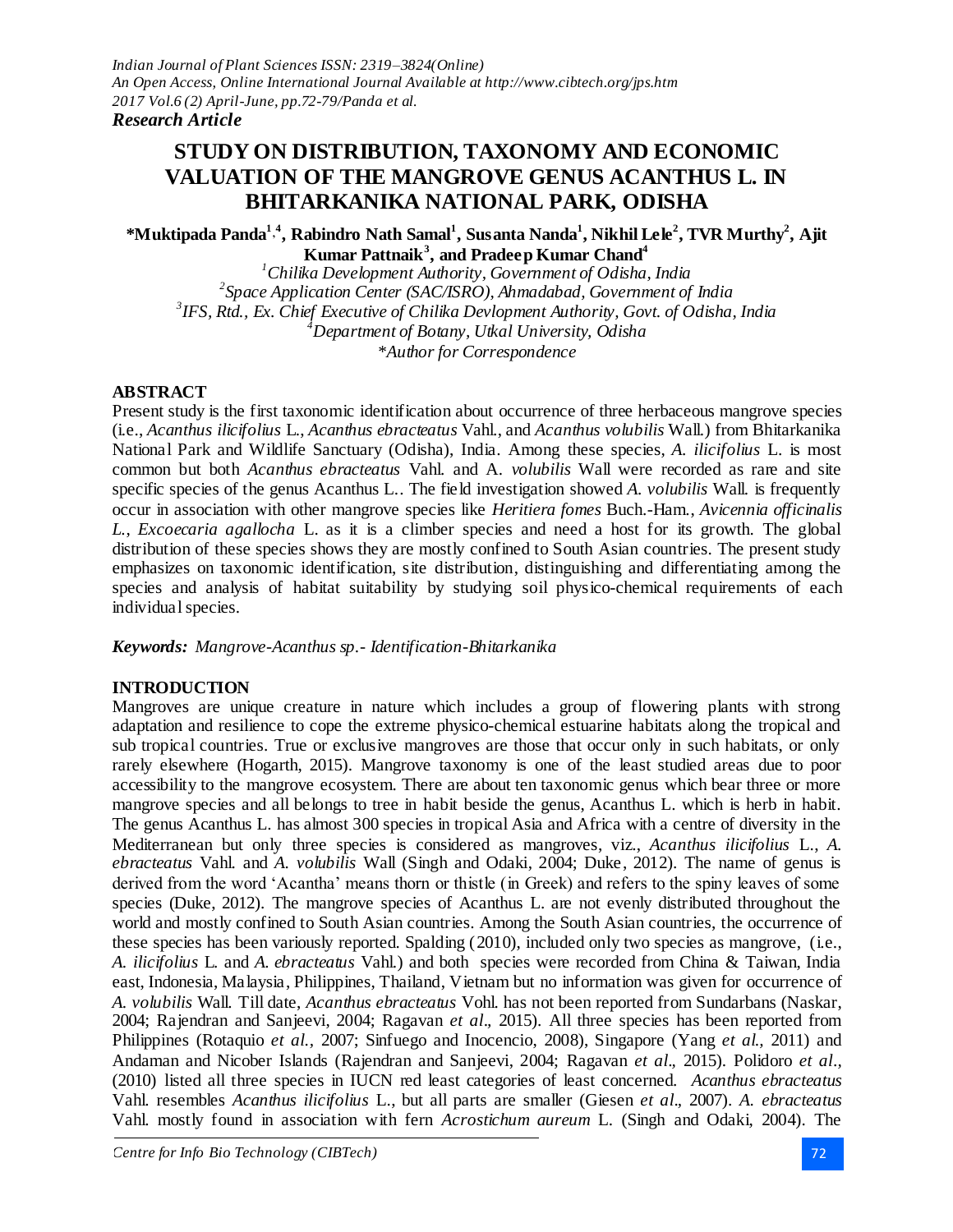*Research Article*

# STUDY ON DISTRIBUTION, TAXONOMY AND ECONOMIC VALUATION OF THE MANGROVE GENUS ACANTHUS L. IN BHITARKANIKA NATIONAL PARK, ODISHA

**\*Muktipada Panda[1,4], Rabindro Nath Samal[1], Susanta Nanda[1], Nikhil Lele[2], TVR Murthy[2], Ajit Kumar Pattnaik[3], and Pradeep Kumar Chand[4]**

[1]*Chilika Development Authority, Government of Odisha, India*
[2]*Space Application Center (SAC/ISRO), Ahmadabad, Government of India*
[3]*IFS, Rtd., Ex. Chief Executive of Chilika Devlopment Authority, Govt. of Odisha, India*
[4]*Department of Botany, Utkal University, Odisha*
*\*Author for Correspondence*

## ABSTRACT

Present study is the first taxonomic identification about occurrence of three herbaceous mangrove species (i.e., *Acanthus ilicifolius* L., *Acanthus ebracteatus* Vahl., and *Acanthus volubilis* Wall.) from Bhitarkanika National Park and Wildlife Sanctuary (Odisha), India. Among these species, *A. ilicifolius* L. is most common but both *Acanthus ebracteatus* Vahl. and A. *volubilis* Wall were recorded as rare and site specific species of the genus Acanthus L.. The field investigation showed *A. volubilis* Wall. is frequently occur in association with other mangrove species like *Heritiera fomes* Buch.-Ham., *Avicennia officinalis L.*, *Excoecaria agallocha* L. as it is a climber species and need a host for its growth. The global distribution of these species shows they are mostly confined to South Asian countries. The present study emphasizes on taxonomic identification, site distribution, distinguishing and differentiating among the species and analysis of habitat suitability by studying soil physico-chemical requirements of each individual species.

***Keywords:** Mangrove-Acanthus sp.- Identification-Bhitarkanika*

## INTRODUCTION

Mangroves are unique creature in nature which includes a group of flowering plants with strong adaptation and resilience to cope the extreme physico-chemical estuarine habitats along the tropical and sub tropical countries. True or exclusive mangroves are those that occur only in such habitats, or only rarely elsewhere (Hogarth, 2015). Mangrove taxonomy is one of the least studied areas due to poor accessibility to the mangrove ecosystem. There are about ten taxonomic genus which bear three or more mangrove species and all belongs to tree in habit beside the genus, Acanthus L. which is herb in habit. The genus Acanthus L. has almost 300 species in tropical Asia and Africa with a centre of diversity in the Mediterranean but only three species is considered as mangroves, viz., *Acanthus ilicifolius* L., *A. ebracteatus* Vahl. and *A. volubilis* Wall (Singh and Odaki, 2004; Duke, 2012). The name of genus is derived from the word 'Acantha' means thorn or thistle (in Greek) and refers to the spiny leaves of some species (Duke, 2012). The mangrove species of Acanthus L. are not evenly distributed throughout the world and mostly confined to South Asian countries. Among the South Asian countries, the occurrence of these species has been variously reported. Spalding (2010), included only two species as mangrove, (i.e., *A. ilicifolius* L. and *A. ebracteatus* Vahl.) and both species were recorded from China & Taiwan, India east, Indonesia, Malaysia, Philippines, Thailand, Vietnam but no information was given for occurrence of *A. volubilis* Wall. Till date, *Acanthus ebracteatus* Vohl. has not been reported from Sundarbans (Naskar, 2004; Rajendran and Sanjeevi, 2004; Ragavan *et al*., 2015). All three species has been reported from Philippines (Rotaquio *et al.*, 2007; Sinfuego and Inocencio, 2008), Singapore (Yang *et al.*, 2011) and Andaman and Nicober Islands (Rajendran and Sanjeevi, 2004; Ragavan *et al*., 2015). Polidoro *et al*., (2010) listed all three species in IUCN red least categories of least concerned. *Acanthus ebracteatus* Vahl. resembles *Acanthus ilicifolius* L., but all parts are smaller (Giesen *et al*., 2007). *A. ebracteatus* Vahl. mostly found in association with fern *Acrostichum aureum* L. (Singh and Odaki, 2004). The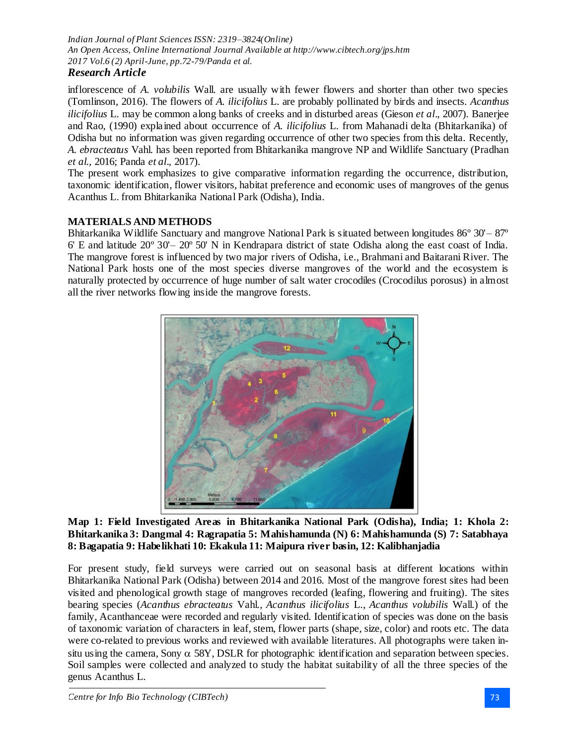inflorescence of *A. volubilis* Wall. are usually with fewer flowers and shorter than other two species (Tomlinson, 2016). The flowers of *A. ilicifolius* L. are probably pollinated by birds and insects. *Acanthus ilicifolius* L. may be common along banks of creeks and in disturbed areas (Gieson *et al.,* 2007). Banerjee and Rao, (1990) explained about occurrence of *A. ilicifolius* L. from Mahanadi delta (Bhitarkanika) of Odisha but no information was given regarding occurrence of other two species from this delta. Recently, *A. ebracteatus* Vahl. has been reported from Bhitarkanika mangrove NP and Wildlife Sanctuary (Pradhan *et al.,* 2016; Panda *et al.,* 2017).

The present work emphasizes to give comparative information regarding the occurrence, distribution, taxonomic identification, flower visitors, habitat preference and economic uses of mangroves of the genus Acanthus L. from Bhitarkanika National Park (Odisha), India.

## MATERIALS AND METHODS

Bhitarkanika Wildlife Sanctuary and mangrove National Park is situated between longitudes 86º 30'– 87º 6' E and latitude 20º 30'– 20º 50' N in Kendrapara district of state Odisha along the east coast of India. The mangrove forest is influenced by two major rivers of Odisha, i.e., Brahmani and Baitarani River. The National Park hosts one of the most species diverse mangroves of the world and the ecosystem is naturally protected by occurrence of huge number of salt water crocodiles (Crocodilus porosus) in almost all the river networks flowing inside the mangrove forests.

**Map 1: Field Investigated Areas in Bhitarkanika National Park (Odisha), India; 1: Khola 2: Bhitarkanika 3: Dangmal 4: Ragrapatia 5: Mahishamunda (N) 6: Mahishamunda (S) 7: Satabhaya 8: Bagapatia 9: Habelikhati 10: Ekakula 11: Maipura river basin, 12: Kalibhanjadia**

For present study, field surveys were carried out on seasonal basis at different locations within Bhitarkanika National Park (Odisha) between 2014 and 2016. Most of the mangrove forest sites had been visited and phenological growth stage of mangroves recorded (leafing, flowering and fruiting). The sites bearing species (*Acanthus ebracteatus* Vahl., *Acanthus ilicifolius* L., *Acanthus volubilis* Wall.) of the family, Acanthanceae were recorded and regularly visited. Identification of species was done on the basis of taxonomic variation of characters in leaf, stem, flower parts (shape, size, color) and roots etc. The data were co-related to previous works and reviewed with available literatures. All photographs were taken in-situ using the camera, Sony α 58Y, DSLR for photographic identification and separation between species. Soil samples were collected and analyzed to study the habitat suitability of all the three species of the genus Acanthus L.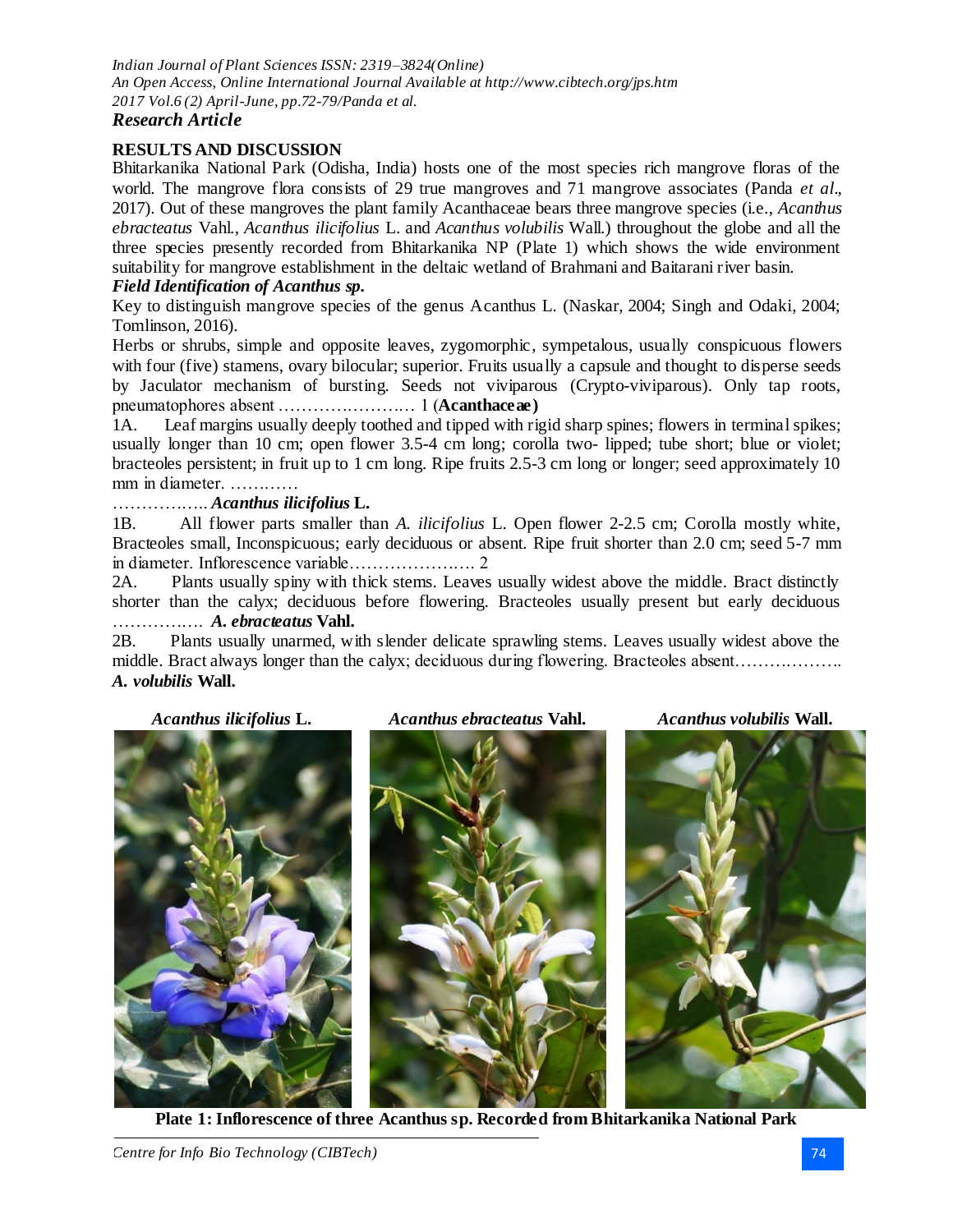## RESULTS AND DISCUSSION

Bhitarkanika National Park (Odisha, India) hosts one of the most species rich mangrove floras of the world. The mangrove flora consists of 29 true mangroves and 71 mangrove associates (Panda *et al*., 2017). Out of these mangroves the plant family Acanthaceae bears three mangrove species (i.e., *Acanthus ebracteatus* Vahl., *Acanthus ilicifolius* L. and *Acanthus volubilis* Wall.) throughout the globe and all the three species presently recorded from Bhitarkanika NP (Plate 1) which shows the wide environment suitability for mangrove establishment in the deltaic wetland of Brahmani and Baitarani river basin.

### *Field Identification of Acanthus sp.*

Key to distinguish mangrove species of the genus Acanthus L. (Naskar, 2004; Singh and Odaki, 2004; Tomlinson, 2016).

Herbs or shrubs, simple and opposite leaves, zygomorphic, sympetalous, usually conspicuous flowers with four (five) stamens, ovary bilocular; superior. Fruits usually a capsule and thought to disperse seeds by Jaculator mechanism of bursting. Seeds not viviparous (Crypto-viviparous). Only tap roots, pneumatophores absent …………………… 1 (**Acanthaceae**)

1A. Leaf margins usually deeply toothed and tipped with rigid sharp spines; flowers in terminal spikes; usually longer than 10 cm; open flower 3.5-4 cm long; corolla two- lipped; tube short; blue or violet; bracteoles persistent; in fruit up to 1 cm long. Ripe fruits 2.5-3 cm long or longer; seed approximately 10 mm in diameter. ………… ……………. ***Acanthus ilicifolius* L.**

1B. All flower parts smaller than *A. ilicifolius* L. Open flower 2-2.5 cm; Corolla mostly white, Bracteoles small, Inconspicuous; early deciduous or absent. Ripe fruit shorter than 2.0 cm; seed 5-7 mm in diameter. Inflorescence variable…………………. 2

2A. Plants usually spiny with thick stems. Leaves usually widest above the middle. Bract distinctly shorter than the calyx; deciduous before flowering. Bracteoles usually present but early deciduous ……………. ***A. ebracteatus* Vahl.**

2B. Plants usually unarmed, with slender delicate sprawling stems. Leaves usually widest above the middle. Bract always longer than the calyx; deciduous during flowering. Bracteoles absent……………….. ***A. volubilis* Wall.**

***Acanthus ilicifolius* L.** ***Acanthus ebracteatus* Vahl.** ***Acanthus volubilis* Wall.**

**Plate 1: Inflorescence of three Acanthus sp. Recorded from Bhitarkanika National Park**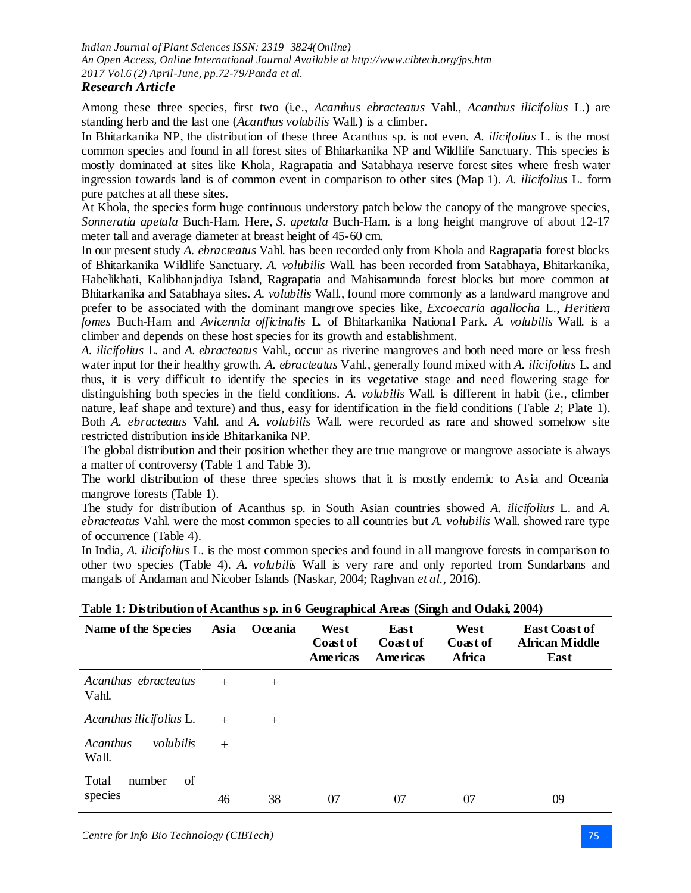Among these three species, first two (i.e., *Acanthus ebracteatus* Vahl., *Acanthus ilicifolius* L.) are standing herb and the last one (*Acanthus volubilis* Wall.) is a climber.

In Bhitarkanika NP, the distribution of these three Acanthus sp. is not even. *A. ilicifolius* L. is the most common species and found in all forest sites of Bhitarkanika NP and Wildlife Sanctuary. This species is mostly dominated at sites like Khola, Ragrapatia and Satabhaya reserve forest sites where fresh water ingression towards land is of common event in comparison to other sites (Map 1). *A. ilicifolius* L. form pure patches at all these sites.

At Khola, the species form huge continuous understory patch below the canopy of the mangrove species, *Sonneratia apetala* Buch-Ham. Here, *S. apetala* Buch-Ham. is a long height mangrove of about 12-17 meter tall and average diameter at breast height of 45-60 cm.

In our present study *A. ebracteatus* Vahl. has been recorded only from Khola and Ragrapatia forest blocks of Bhitarkanika Wildlife Sanctuary. *A. volubilis* Wall. has been recorded from Satabhaya, Bhitarkanika, Habelikhati, Kalibhanjadiya Island, Ragrapatia and Mahisamunda forest blocks but more common at Bhitarkanika and Satabhaya sites. *A. volubilis* Wall., found more commonly as a landward mangrove and prefer to be associated with the dominant mangrove species like, *Excoecaria agallocha* L., *Heritiera fomes* Buch-Ham and *Avicennia officinalis* L. of Bhitarkanika National Park. *A. volubilis* Wall. is a climber and depends on these host species for its growth and establishment.

*A. ilicifolius* L. and *A. ebracteatus* Vahl., occur as riverine mangroves and both need more or less fresh water input for their healthy growth. *A. ebracteatus* Vahl., generally found mixed with *A. ilicifolius* L. and thus, it is very difficult to identify the species in its vegetative stage and need flowering stage for distinguishing both species in the field conditions. *A. volubilis* Wall. is different in habit (i.e., climber nature, leaf shape and texture) and thus, easy for identification in the field conditions (Table 2; Plate 1). Both *A. ebracteatus* Vahl. and *A. volubilis* Wall. were recorded as rare and showed somehow site restricted distribution inside Bhitarkanika NP.

The global distribution and their position whether they are true mangrove or mangrove associate is always a matter of controversy (Table 1 and Table 3).

The world distribution of these three species shows that it is mostly endemic to Asia and Oceania mangrove forests (Table 1).

The study for distribution of Acanthus sp. in South Asian countries showed *A. ilicifolius* L. and *A. ebracteatus* Vahl. were the most common species to all countries but *A. volubilis* Wall. showed rare type of occurrence (Table 4).

In India, *A. ilicifolius* L. is the most common species and found in all mangrove forests in comparison to other two species (Table 4). *A. volubilis* Wall is very rare and only reported from Sundarbans and mangals of Andaman and Nicober Islands (Naskar, 2004; Raghvan *et al.*, 2016).

**Table 1: Distribution of Acanthus sp. in 6 Geographical Areas (Singh and Odaki, 2004)**

| Name of the Species | Asia | Oceania | West Coast of Americas | East Coast of Americas | West Coast of Africa | East Coast of African Middle East |
|---|---|---|---|---|---|---|
| *Acanthus ebracteatus* Vahl. | + | + | | | | |
| *Acanthus ilicifolius* L. | + | + | | | | |
| *Acanthus volubilis* Wall. | + | | | | | |
| Total number of species | 46 | 38 | 07 | 07 | 07 | 09 |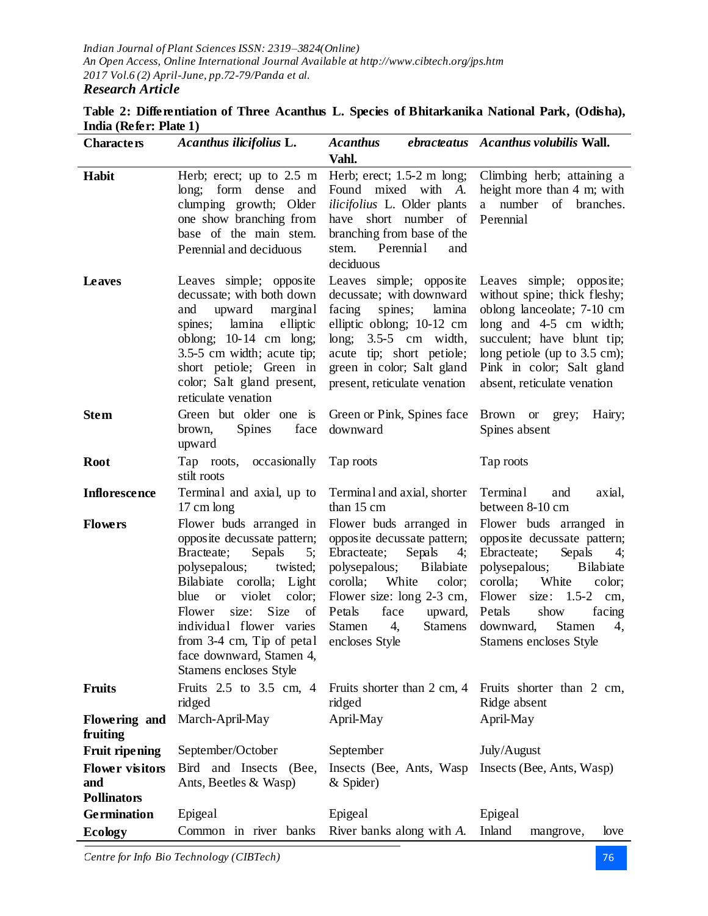**Table 2: Differentiation of Three Acanthus L. Species of Bhitarkanika National Park, (Odisha), India (Refer: Plate 1)**

| Characters | *Acanthus ilicifolius* L. | *Acanthus ebracteatus* Vahl. | *Acanthus volubilis* Wall. |
|---|---|---|---|
| **Habit** | Herb; erect; up to 2.5 m long; form dense and clumping growth; Older one show branching from base of the main stem. Perennial and deciduous | Herb; erect; 1.5-2 m long; Found mixed with *A. ilicifolius* L. Older plants have short number of branching from base of the stem. Perennial and deciduous | Climbing herb; attaining a height more than 4 m; with a number of branches. Perennial |
| **Leaves** | Leaves simple; opposite decussate; with both down and upward marginal spines; lamina elliptic oblong; 10-14 cm long; 3.5-5 cm width; acute tip; short petiole; Green in color; Salt gland present, reticulate venation | Leaves simple; opposite decussate; with downward facing spines; lamina elliptic oblong; 10-12 cm long; 3.5-5 cm width, acute tip; short petiole; green in color; Salt gland present, reticulate venation | Leaves simple; opposite; without spine; thick fleshy; oblong lanceolate; 7-10 cm long and 4-5 cm width; succulent; have blunt tip; long petiole (up to 3.5 cm); Pink in color; Salt gland absent, reticulate venation |
| **Stem** | Green but older one is brown, Spines face upward | Green or Pink, Spines face downward | Brown or grey; Hairy; Spines absent |
| **Root** | Tap roots, occasionally stilt roots | Tap roots | Tap roots |
| **Inflorescence** | Terminal and axial, up to 17 cm long | Terminal and axial, shorter than 15 cm | Terminal and axial, between 8-10 cm |
| **Flowers** | Flower buds arranged in opposite decussate pattern; Bracteate; Sepals 5; polysepalous; twisted; Bilabiate corolla; Light blue or violet color; Flower size: Size of individual flower varies from 3-4 cm, Tip of petal face downward, Stamen 4, Stamens encloses Style | Flower buds arranged in opposite decussate pattern; Ebracteate; Sepals 4; polysepalous; Bilabiate corolla; White color; Flower size: long 2-3 cm, Petals face upward, Stamen 4, Stamens encloses Style | Flower buds arranged in opposite decussate pattern; Ebracteate; Sepals 4; polysepalous; Bilabiate corolla; White color; Flower size: 1.5-2 cm, Petals show facing downward, Stamen 4, Stamens encloses Style |
| **Fruits** | Fruits 2.5 to 3.5 cm, 4 ridged | Fruits shorter than 2 cm, 4 ridged | Fruits shorter than 2 cm, Ridge absent |
| **Flowering and fruiting** | March-April-May | April-May | April-May |
| **Fruit ripening** | September/October | September | July/August |
| **Flower visitors and Pollinators** | Bird and Insects (Bee, Ants, Beetles & Wasp) | Insects (Bee, Ants, Wasp & Spider) | Insects (Bee, Ants, Wasp) |
| **Germination** | Epigeal | Epigeal | Epigeal |
| **Ecology** | Common in river banks | River banks along with *A.* | Inland mangrove, love |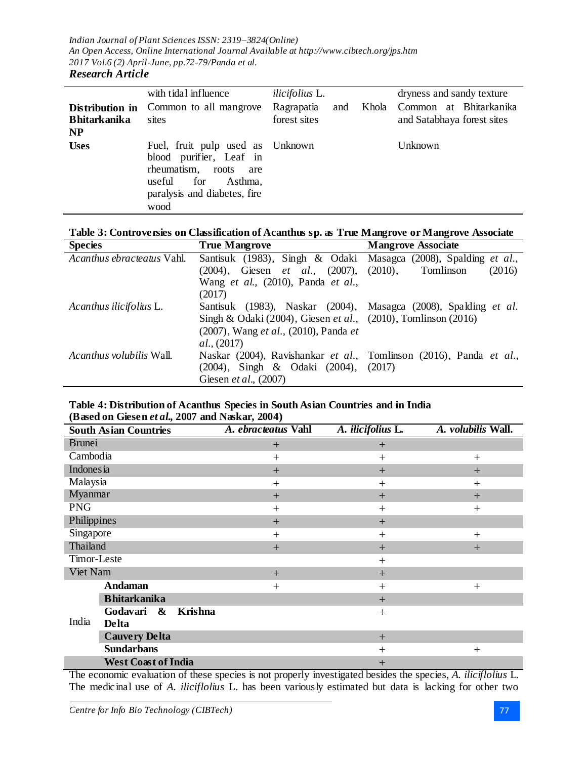| | with tidal influence | *ilicifolius* L. | dryness and sandy texture |
|---|---|---|---|
| **Distribution in Bhitarkanika NP** | Common to all mangrove sites | Ragrapatia and Khola forest sites | Common at Bhitarkanika and Satabhaya forest sites |
| **Uses** | Fuel, fruit pulp used as blood purifier, Leaf in rheumatism, roots are useful for Asthma, paralysis and diabetes, fire wood | Unknown | Unknown |

**Table 3: Controversies on Classification of Acanthus sp. as True Mangrove or Mangrove Associate**

| Species | True Mangrove | Mangrove Associate |
|---|---|---|
| *Acanthus ebracteatus* Vahl. | Santisuk (1983), Singh & Odaki (2004), Giesen *et al.,* (2007), Wang *et al.,* (2010), Panda *et al.,* (2017) | Masagca (2008), Spalding *et al.,* (2010), Tomlinson (2016) |
| *Acanthus ilicifolius* L. | Santisuk (1983), Naskar (2004), Singh & Odaki (2004), Giesen *et al.,* (2007), Wang *et al.,* (2010), Panda *et al.,* (2017) | Masagca (2008), Spalding *et al.* (2010), Tomlinson (2016) |
| *Acanthus volubilis* Wall. | Naskar (2004), Ravishankar *et al.,* (2004), Singh & Odaki (2004), Giesen *et al.,* (2007) | Tomlinson (2016), Panda *et al.,* (2017) |

**Table 4: Distribution of Acanthus Species in South Asian Countries and in India (Based on Giesen *et al.,* 2007 and Naskar, 2004)**

| South Asian Countries | | *A. ebracteatus* Vahl | *A. ilicifolius* L. | *A. volubilis* Wall. |
|---|---|---|---|---|
| Brunei | | + | + | |
| Cambodia | | + | + | + |
| Indonesia | | + | + | + |
| Malaysia | | + | + | + |
| Myanmar | | + | + | + |
| PNG | | + | + | + |
| Philippines | | + | + | |
| Singapore | | + | + | + |
| Thailand | | + | + | + |
| Timor-Leste | | | + | |
| Viet Nam | | + | + | |
| India | **Andaman** | + | + | + |
| | **Bhitarkanika** | | + | |
| | **Godavari & Krishna Delta** | | + | |
| | **Cauvery Delta** | | + | |
| | **Sundarbans** | | + | + |
| | **West Coast of India** | | + | |

The economic evaluation of these species is not properly investigated besides the species, *A. iliciflolius* L. The medicinal use of *A. iliciflolius* L. has been variously estimated but data is lacking for other two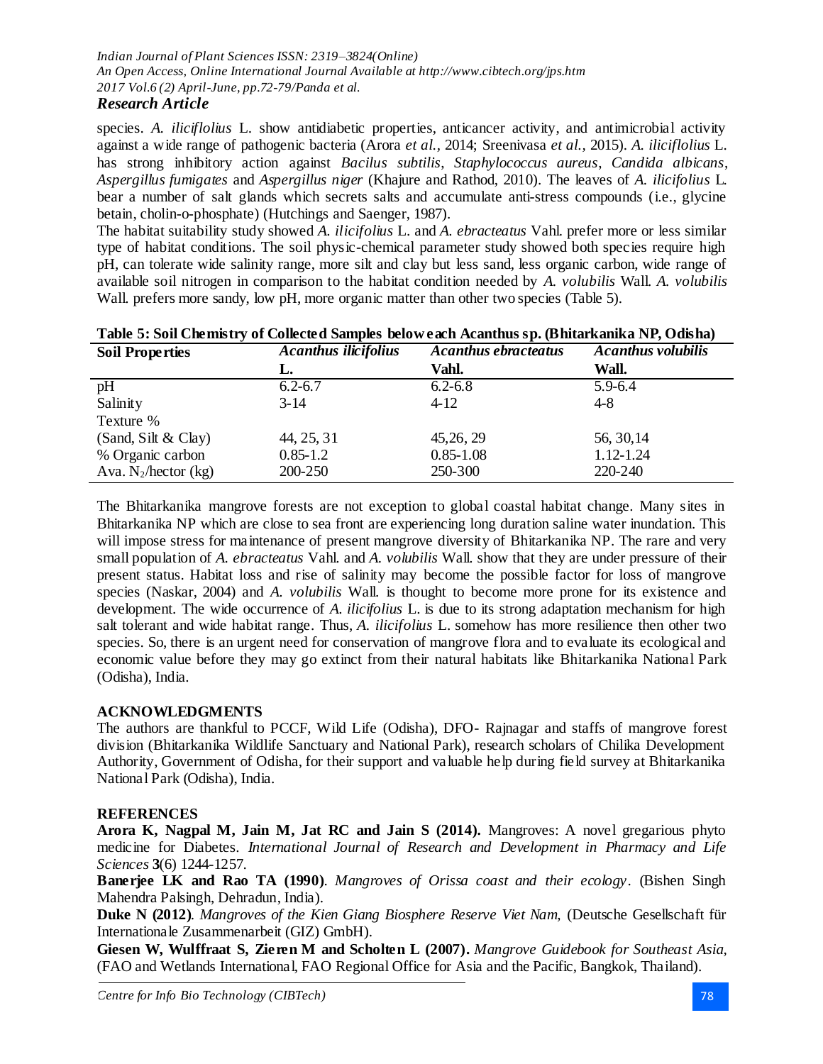species. *A. iliciflolius* L. show antidiabetic properties, anticancer activity, and antimicrobial activity against a wide range of pathogenic bacteria (Arora *et al.*, 2014; Sreenivasa *et al.*, 2015). *A. iliciflolius* L. has strong inhibitory action against *Bacilus subtilis*, *Staphylococcus aureus*, *Candida albicans*, *Aspergillus fumigates* and *Aspergillus niger* (Khajure and Rathod, 2010). The leaves of *A. ilicifolius* L. bear a number of salt glands which secrets salts and accumulate anti-stress compounds (i.e., glycine betain, cholin-o-phosphate) (Hutchings and Saenger, 1987).

The habitat suitability study showed *A. ilicifolius* L. and *A. ebracteatus* Vahl. prefer more or less similar type of habitat conditions. The soil physic-chemical parameter study showed both species require high pH, can tolerate wide salinity range, more silt and clay but less sand, less organic carbon, wide range of available soil nitrogen in comparison to the habitat condition needed by *A. volubilis* Wall. *A. volubilis* Wall. prefers more sandy, low pH, more organic matter than other two species (Table 5).

**Table 5: Soil Chemistry of Collected Samples below each Acanthus sp. (Bhitarkanika NP, Odisha)**

| Soil Properties | *Acanthus ilicifolius* L. | *Acanthus ebracteatus* Vahl. | *Acanthus volubilis* Wall. |
|---|---|---|---|
| pH | 6.2-6.7 | 6.2-6.8 | 5.9-6.4 |
| Salinity | 3-14 | 4-12 | 4-8 |
| Texture % | | | |
| (Sand, Silt & Clay) | 44, 25, 31 | 45,26, 29 | 56, 30,14 |
| % Organic carbon | 0.85-1.2 | 0.85-1.08 | 1.12-1.24 |
| Ava. $N_2$/hector (kg) | 200-250 | 250-300 | 220-240 |

The Bhitarkanika mangrove forests are not exception to global coastal habitat change. Many sites in Bhitarkanika NP which are close to sea front are experiencing long duration saline water inundation. This will impose stress for maintenance of present mangrove diversity of Bhitarkanika NP. The rare and very small population of *A. ebracteatus* Vahl. and *A. volubilis* Wall. show that they are under pressure of their present status. Habitat loss and rise of salinity may become the possible factor for loss of mangrove species (Naskar, 2004) and *A. volubilis* Wall. is thought to become more prone for its existence and development. The wide occurrence of *A. ilicifolius* L. is due to its strong adaptation mechanism for high salt tolerant and wide habitat range. Thus, *A. ilicifolius* L. somehow has more resilience then other two species. So, there is an urgent need for conservation of mangrove flora and to evaluate its ecological and economic value before they may go extinct from their natural habitats like Bhitarkanika National Park (Odisha), India.

## ACKNOWLEDGMENTS

The authors are thankful to PCCF, Wild Life (Odisha), DFO- Rajnagar and staffs of mangrove forest division (Bhitarkanika Wildlife Sanctuary and National Park), research scholars of Chilika Development Authority, Government of Odisha, for their support and valuable help during field survey at Bhitarkanika National Park (Odisha), India.

## REFERENCES

**Arora K, Nagpal M, Jain M, Jat RC and Jain S (2014).** Mangroves: A novel gregarious phyto medicine for Diabetes. *International Journal of Research and Development in Pharmacy and Life Sciences* **3**(6) 1244-1257.

**Banerjee LK and Rao TA (1990)**. *Mangroves of Orissa coast and their ecology*. (Bishen Singh Mahendra Palsingh, Dehradun, India).

**Duke N (2012)**. *Mangroves of the Kien Giang Biosphere Reserve Viet Nam,* (Deutsche Gesellschaft für Internationale Zusammenarbeit (GIZ) GmbH).

**Giesen W, Wulffraat S, Zieren M and Scholten L (2007).** *Mangrove Guidebook for Southeast Asia,* (FAO and Wetlands International, FAO Regional Office for Asia and the Pacific, Bangkok, Thailand).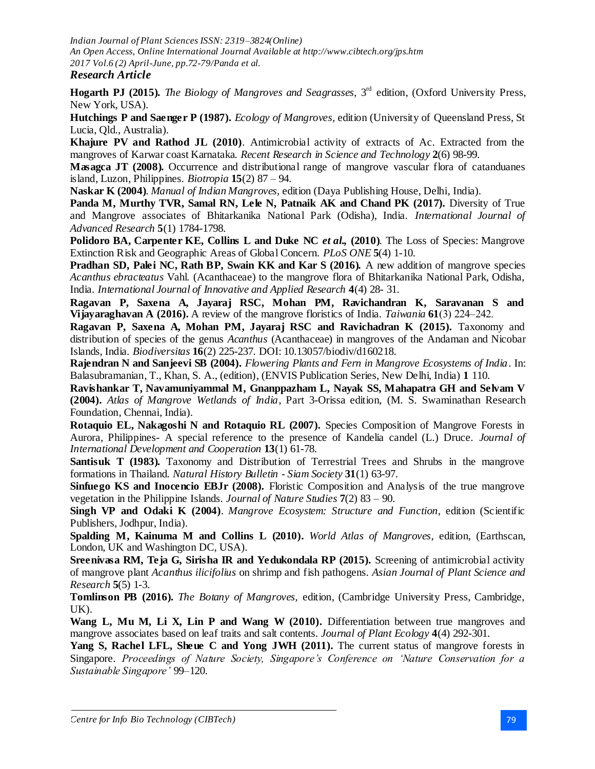**Hogarth PJ (2015).** *The Biology of Mangroves and Seagrasses,* 3rd edition, (Oxford University Press, New York, USA).

**Hutchings P and Saenger P (1987).** *Ecology of Mangroves,* edition (University of Queensland Press, St Lucia, Qld., Australia).

**Khajure PV and Rathod JL (2010)**. Antimicrobial activity of extracts of Ac. Extracted from the mangroves of Karwar coast Karnataka. *Recent Research in Science and Technology* **2**(6) 98-99.

**Masagca JT (2008).** Occurrence and distributional range of mangrove vascular flora of catanduanes island, Luzon, Philippines. *Biotropia* **15**(2) 87 – 94.

**Naskar K (2004)**. *Manual of Indian Mangroves,* edition (Daya Publishing House, Delhi, India).

**Panda M, Murthy TVR, Samal RN, Lele N, Patnaik AK and Chand PK (2017).** Diversity of True and Mangrove associates of Bhitarkanika National Park (Odisha), India. *International Journal of Advanced Research* **5**(1) 1784-1798.

**Polidoro BA, Carpenter KE, Collins L and Duke NC *et al.*, (2010)**. The Loss of Species: Mangrove Extinction Risk and Geographic Areas of Global Concern. *PLoS ONE* **5**(4) 1-10.

**Pradhan SD, Palei NC, Rath BP, Swain KK and Kar S (2016).** A new addition of mangrove species *Acanthus ebracteatus* Vahl. (Acanthaceae) to the mangrove flora of Bhitarkanika National Park, Odisha, India. *International Journal of Innovative and Applied Research* **4**(4) 28- 31.

**Ragavan P, Saxena A, Jayaraj RSC, Mohan PM, Ravichandran K, Saravanan S and Vijayaraghavan A (2016).** A review of the mangrove floristics of India. *Taiwania* **61**(3) 224–242.

**Ragavan P, Saxena A, Mohan PM, Jayaraj RSC and Ravichadran K (2015).** Taxonomy and distribution of species of the genus *Acanthus* (Acanthaceae) in mangroves of the Andaman and Nicobar Islands, India. *Biodiversitas* **16**(2) 225-237. DOI: 10.13057/biodiv/d160218.

**Rajendran N and Sanjeevi SB (2004).** *Flowering Plants and Fern in Mangrove Ecosystems of India*. In: Balasubramanian, T., Khan, S. A., (edition), (ENVIS Publication Series, New Delhi, India) **1** 110.

**Ravishankar T, Navamuniyammal M, Gnanppazham L, Nayak SS, Mahapatra GH and Selvam V (2004).** *Atlas of Mangrove Wetlands of India*, Part 3-Orissa edition, (M. S. Swaminathan Research Foundation, Chennai, India).

**Rotaquio EL, Nakagoshi N and Rotaquio RL (2007).** Species Composition of Mangrove Forests in Aurora, Philippines- A special reference to the presence of Kandelia candel (L.) Druce. *Journal of International Development and Cooperation* **13**(1) 61-78.

**Santisuk T (1983).** Taxonomy and Distribution of Terrestrial Trees and Shrubs in the mangrove formations in Thailand. *Natural History Bulletin - Siam Society* **31**(1) 63-97.

**Sinfuego KS and Inocencio EBJr (2008).** Floristic Composition and Analysis of the true mangrove vegetation in the Philippine Islands. *Journal of Nature Studies* **7**(2) 83 – 90.

**Singh VP and Odaki K (2004)**. *Mangrove Ecosystem: Structure and Function,* edition (Scientific Publishers, Jodhpur, India).

**Spalding M, Kainuma M and Collins L (2010).** *World Atlas of Mangroves*, edition, (Earthscan, London, UK and Washington DC, USA).

**Sreenivasa RM, Teja G, Sirisha IR and Yedukondala RP (2015).** Screening of antimicrobial activity of mangrove plant *Acanthus ilicifolius* on shrimp and fish pathogens. *Asian Journal of Plant Science and Research* **5**(5) 1-3.

**Tomlinson PB (2016).** *The Botany of Mangroves,* edition, (Cambridge University Press, Cambridge, UK).

**Wang L, Mu M, Li X, Lin P and Wang W (2010).** Differentiation between true mangroves and mangrove associates based on leaf traits and salt contents. *Journal of Plant Ecology* **4**(4) 292-301.

**Yang S, Rachel LFL, Sheue C and Yong JWH (2011).** The current status of mangrove forests in Singapore. *Proceedings of Nature Society, Singapore's Conference on 'Nature Conservation for a Sustainable Singapore'* 99–120.